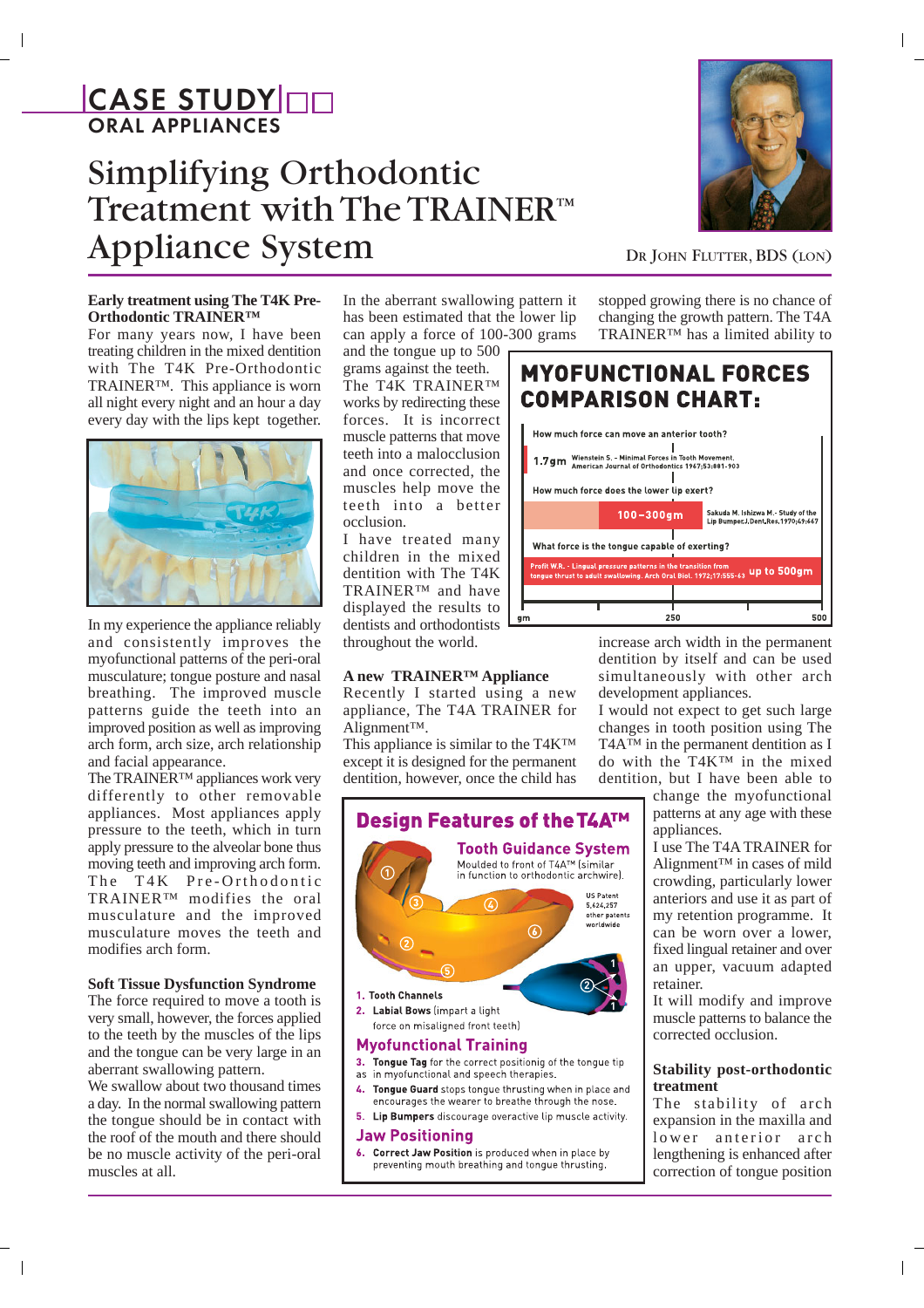CASE STUDY
ORAL APPLIANCES

# Simplifying Orthodontic Treatment with The TRAINER™ Appliance System

DR JOHN FLUTTER, BDS (LON)

**Early treatment using The T4K Pre-Orthodontic TRAINER™**

For many years now, I have been treating children in the mixed dentition with The T4K Pre-Orthodontic TRAINER™. This appliance is worn all night every night and an hour a day every day with the lips kept together.

In my experience the appliance reliably and consistently improves the myofunctional patterns of the peri-oral musculature; tongue posture and nasal breathing. The improved muscle patterns guide the teeth into an improved position as well as improving arch form, arch size, arch relationship and facial appearance.

The TRAINER™ appliances work very differently to other removable appliances. Most appliances apply pressure to the teeth, which in turn apply pressure to the alveolar bone thus moving teeth and improving arch form. The T4K Pre-Orthodontic TRAINER™ modifies the oral musculature and the improved musculature moves the teeth and modifies arch form.

**Soft Tissue Dysfunction Syndrome**

The force required to move a tooth is very small, however, the forces applied to the teeth by the muscles of the lips and the tongue can be very large in an aberrant swallowing pattern.

We swallow about two thousand times a day. In the normal swallowing pattern the tongue should be in contact with the roof of the mouth and there should be no muscle activity of the peri-oral muscles at all.

In the aberrant swallowing pattern it has been estimated that the lower lip can apply a force of 100-300 grams and the tongue up to 500 grams against the teeth.

The T4K TRAINER™ works by redirecting these forces. It is incorrect muscle patterns that move teeth into a malocclusion and once corrected, the muscles help move the teeth into a better occlusion.

I have treated many children in the mixed dentition with The T4K TRAINER™ and have displayed the results to dentists and orthodontists throughout the world.

**A new TRAINER™ Appliance**

Recently I started using a new appliance, The T4A TRAINER for Alignment™.

This appliance is similar to the T4K™ except it is designed for the permanent dentition, however, once the child has stopped growing there is no chance of changing the growth pattern. The T4A TRAINER™ has a limited ability to increase arch width in the permanent dentition by itself and can be used simultaneously with other arch development appliances.

**MYOFUNCTIONAL FORCES COMPARISON CHART:**

| Question | Force | Reference |
|---|---|---|
| How much force can move an anterior tooth? | 1.7gm | Wienstein S. - Minimal Forces in Tooth Movement. American Journal of Orthodontics 1967;53:881-903 |
| How much force does the lower lip exert? | 100–300gm | Sakuda M. Ishizwa M. - Study of the Lip Bumper.J.Dent.Res.1970;49:667 |
| What force is the tongue capable of exerting? | up to 500gm | Profit W.R. - Lingual pressure patterns in the transition from tongue thrust to adult swallowing. Arch Oral Biol. 1972;17:555-63 |

Scale: gm — 250 — 500

I would not expect to get such large changes in tooth position using The T4A™ in the permanent dentition as I do with the T4K™ in the mixed dentition, but I have been able to change the myofunctional patterns at any age with these appliances.

I use The T4A TRAINER for Alignment™ in cases of mild crowding, particularly lower anteriors and use it as part of my retention programme. It can be worn over a lower, fixed lingual retainer and over an upper, vacuum adapted retainer.

It will modify and improve muscle patterns to balance the corrected occlusion.

**Design Features of the T4A™**

**Tooth Guidance System**
Moulded to front of T4A™ (similar in function to orthodontic archwire).

US Patent 5,624,257 other patents worldwide

1. **Tooth Channels**
2. **Labial Bows** (impart a light force on misaligned front teeth)

**Myofunctional Training**

3. **Tongue Tag** for the correct positionig of the tongue tip as in myofunctional and speech therapies.
4. **Tongue Guard** stops tongue thrusting when in place and encourages the wearer to breathe through the nose.
5. **Lip Bumpers** discourage overactive lip muscle activity.

**Jaw Positioning**

6. **Correct Jaw Position** is produced when in place by preventing mouth breathing and tongue thrusting.

**Stability post-orthodontic treatment**

The stability of arch expansion in the maxilla and lower anterior arch lengthening is enhanced after correction of tongue position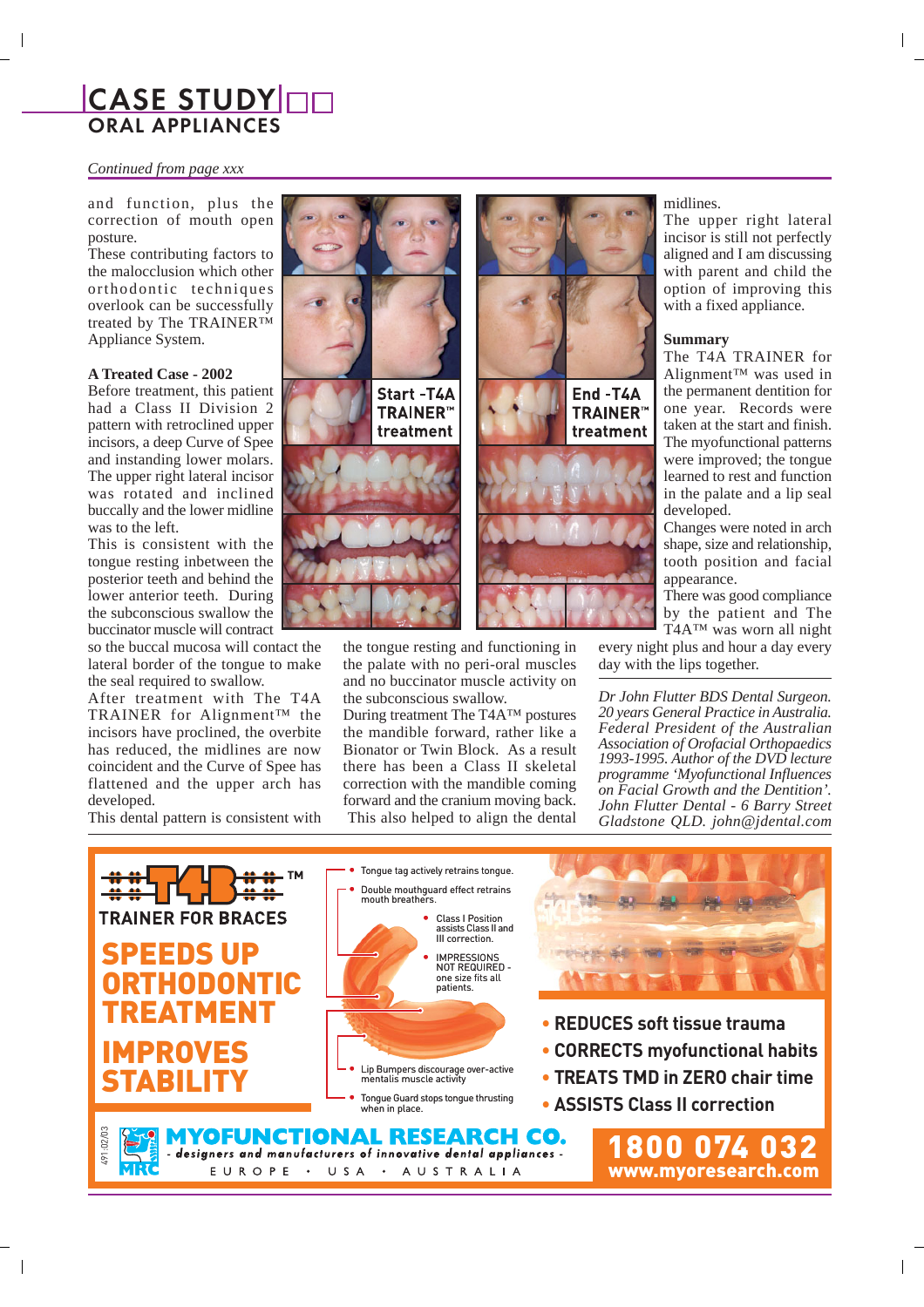# CASE STUDY
## ORAL APPLIANCES

*Continued from page xxx*

and function, plus the correction of mouth open posture.

These contributing factors to the malocclusion which other orthodontic techniques overlook can be successfully treated by The TRAINER™ Appliance System.

**A Treated Case - 2002**

Before treatment, this patient had a Class II Division 2 pattern with retroclined upper incisors, a deep Curve of Spee and instanding lower molars. The upper right lateral incisor was rotated and inclined buccally and the lower midline was to the left.

This is consistent with the tongue resting inbetween the posterior teeth and behind the lower anterior teeth. During the subconscious swallow the buccinator muscle will contract so the buccal mucosa will contact the lateral border of the tongue to make the seal required to swallow.

After treatment with The T4A TRAINER for Alignment™ the incisors have proclined, the overbite has reduced, the midlines are now coincident and the Curve of Spee has flattened and the upper arch has developed.

This dental pattern is consistent with the tongue resting and functioning in the palate with no peri-oral muscles and no buccinator muscle activity on the subconscious swallow.

During treatment The T4A™ postures the mandible forward, rather like a Bionator or Twin Block. As a result there has been a Class II skeletal correction with the mandible coming forward and the cranium moving back.

This also helped to align the dental midlines.

The upper right lateral incisor is still not perfectly aligned and I am discussing with parent and child the option of improving this with a fixed appliance.

Start -T4A TRAINER™ treatment

End -T4A TRAINER™ treatment

**Summary**

The T4A TRAINER for Alignment™ was used in the permanent dentition for one year. Records were taken at the start and finish.

The myofunctional patterns were improved; the tongue learned to rest and function in the palate and a lip seal developed.

Changes were noted in arch shape, size and relationship, tooth position and facial appearance.

There was good compliance by the patient and The T4A™ was worn all night every night plus and hour a day every day with the lips together.

*Dr John Flutter BDS Dental Surgeon. 20 years General Practice in Australia. Federal President of the Australian Association of Orofacial Orthopaedics 1993-1995. Author of the DVD lecture programme 'Myofunctional Influences on Facial Growth and the Dentition'. John Flutter Dental - 6 Barry Street Gladstone QLD. john@jdental.com*

---

T4B™ TRAINER FOR BRACES

**SPEEDS UP ORTHODONTIC TREATMENT**

**IMPROVES STABILITY**

- Tongue tag actively retrains tongue.
- Double mouthguard effect retrains mouth breathers.
- Class I Position assists Class II and III correction.
- IMPRESSIONS NOT REQUIRED - one size fits all patients.
- Lip Bumpers discourage over-active mentalis muscle activity
- Tongue Guard stops tongue thrusting when in place.

- **REDUCES soft tissue trauma**
- **CORRECTS myofunctional habits**
- **TREATS TMD in ZERO chair time**
- **ASSISTS Class II correction**

491-02/03

MRC **MYOFUNCTIONAL RESEARCH CO.**
- designers and manufacturers of innovative dental appliances -
EUROPE • USA • AUSTRALIA

**1800 074 032**
**www.myoresearch.com**